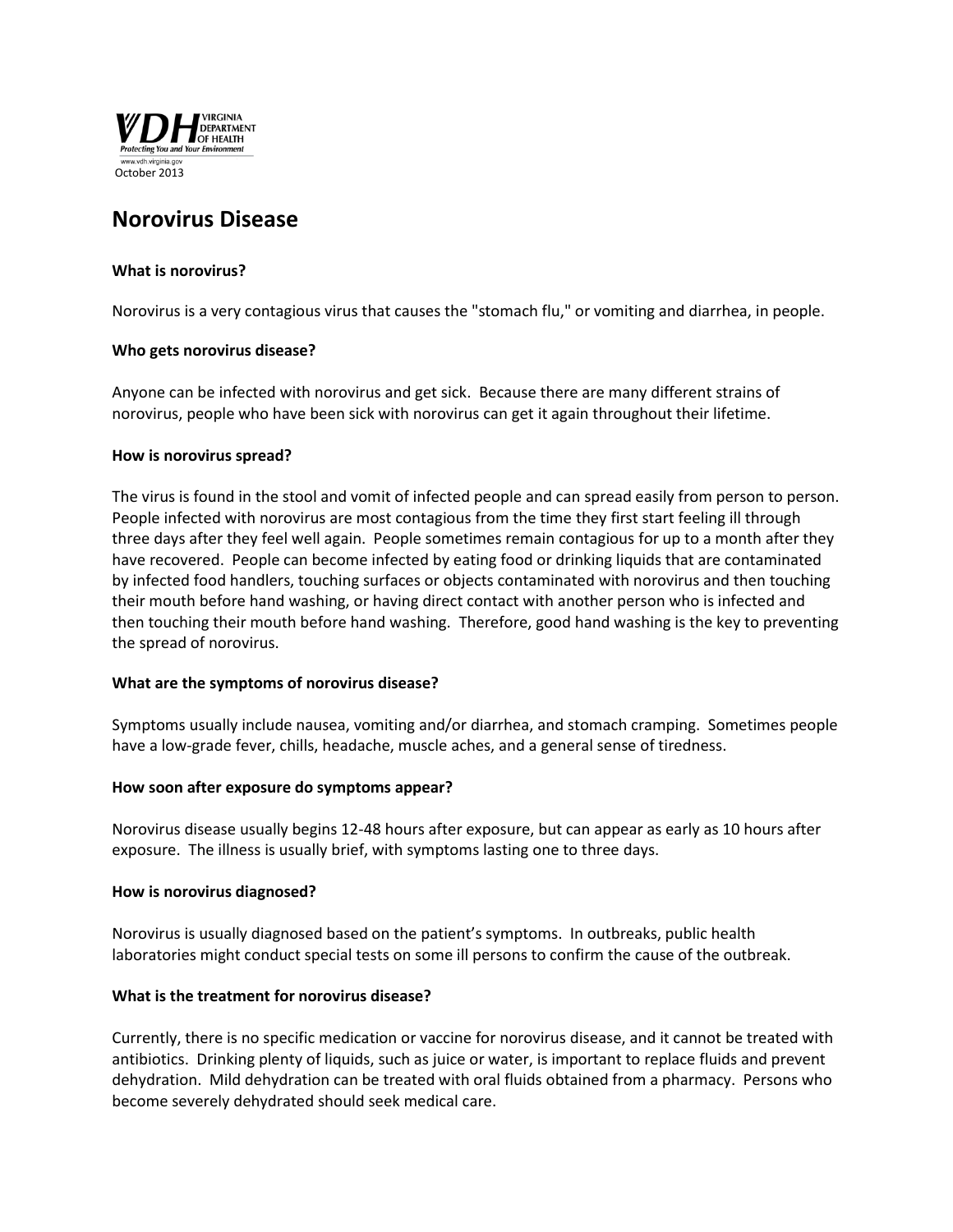VIRGINIA DEPARTMENT OF HEALTH

Protecting You and Your Environment

www.vdh.virginia.gov

October 2013

# Norovirus Disease

**What is norovirus?**

Norovirus is a very contagious virus that causes the "stomach flu," or vomiting and diarrhea, in people.

**Who gets norovirus disease?**

Anyone can be infected with norovirus and get sick. Because there are many different strains of norovirus, people who have been sick with norovirus can get it again throughout their lifetime.

**How is norovirus spread?**

The virus is found in the stool and vomit of infected people and can spread easily from person to person. People infected with norovirus are most contagious from the time they first start feeling ill through three days after they feel well again. People sometimes remain contagious for up to a month after they have recovered. People can become infected by eating food or drinking liquids that are contaminated by infected food handlers, touching surfaces or objects contaminated with norovirus and then touching their mouth before hand washing, or having direct contact with another person who is infected and then touching their mouth before hand washing. Therefore, good hand washing is the key to preventing the spread of norovirus.

**What are the symptoms of norovirus disease?**

Symptoms usually include nausea, vomiting and/or diarrhea, and stomach cramping. Sometimes people have a low-grade fever, chills, headache, muscle aches, and a general sense of tiredness.

**How soon after exposure do symptoms appear?**

Norovirus disease usually begins 12-48 hours after exposure, but can appear as early as 10 hours after exposure. The illness is usually brief, with symptoms lasting one to three days.

**How is norovirus diagnosed?**

Norovirus is usually diagnosed based on the patient's symptoms. In outbreaks, public health laboratories might conduct special tests on some ill persons to confirm the cause of the outbreak.

**What is the treatment for norovirus disease?**

Currently, there is no specific medication or vaccine for norovirus disease, and it cannot be treated with antibiotics. Drinking plenty of liquids, such as juice or water, is important to replace fluids and prevent dehydration. Mild dehydration can be treated with oral fluids obtained from a pharmacy. Persons who become severely dehydrated should seek medical care.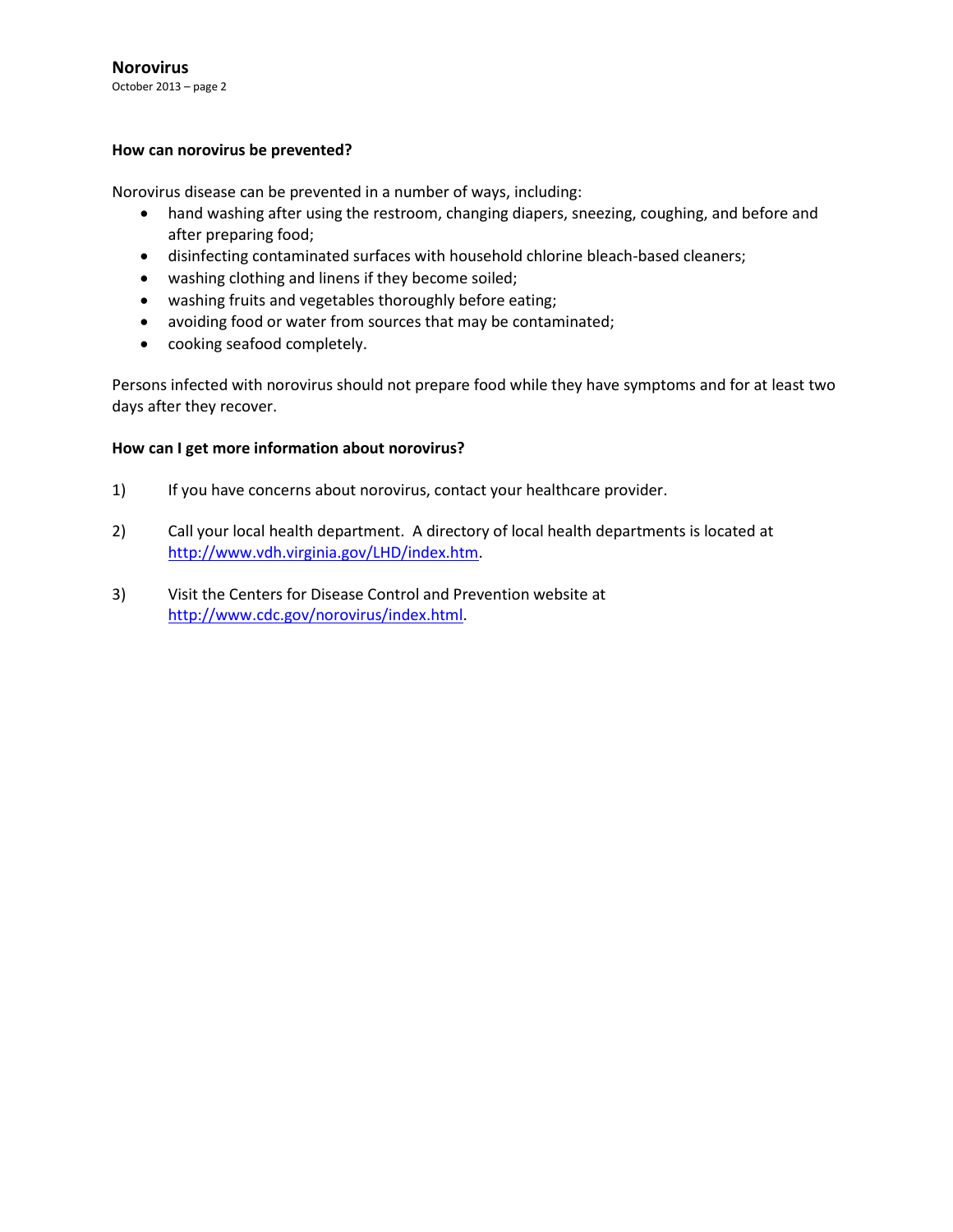**How can norovirus be prevented?**

Norovirus disease can be prevented in a number of ways, including:

- hand washing after using the restroom, changing diapers, sneezing, coughing, and before and after preparing food;
- disinfecting contaminated surfaces with household chlorine bleach-based cleaners;
- washing clothing and linens if they become soiled;
- washing fruits and vegetables thoroughly before eating;
- avoiding food or water from sources that may be contaminated;
- cooking seafood completely.

Persons infected with norovirus should not prepare food while they have symptoms and for at least two days after they recover.

**How can I get more information about norovirus?**

1) If you have concerns about norovirus, contact your healthcare provider.

2) Call your local health department. A directory of local health departments is located at [http://www.vdh.virginia.gov/LHD/index.htm](http://www.vdh.virginia.gov/LHD/index.htm).

3) Visit the Centers for Disease Control and Prevention website at [http://www.cdc.gov/norovirus/index.html](http://www.cdc.gov/norovirus/index.html).